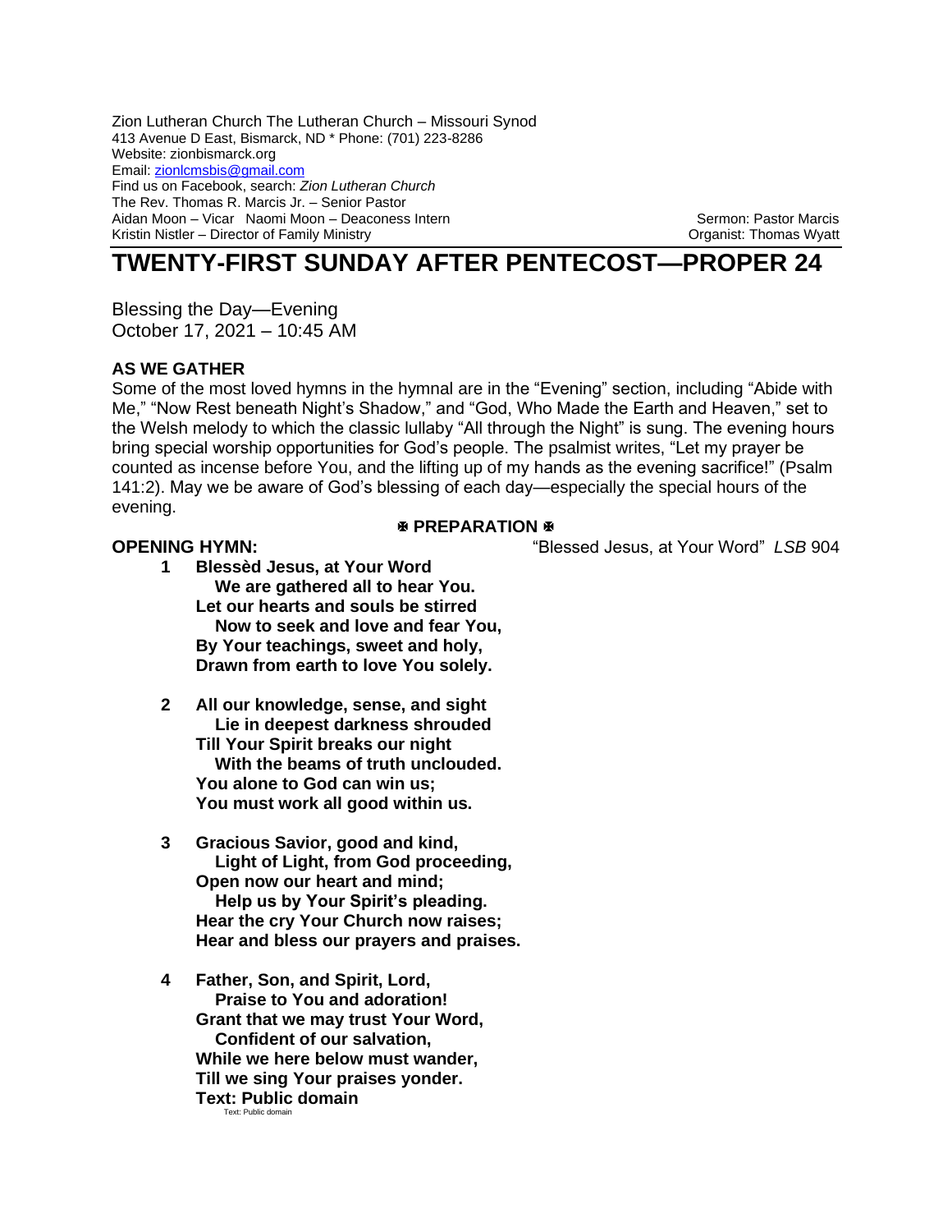Zion Lutheran Church The Lutheran Church – Missouri Synod
413 Avenue D East, Bismarck, ND * Phone: (701) 223-8286
Website: zionbismarck.org
Email: zionlcmsbis@gmail.com
Find us on Facebook, search: *Zion Lutheran Church*
The Rev. Thomas R. Marcis Jr. – Senior Pastor
Aidan Moon – Vicar   Naomi Moon – Deaconess Intern
Kristin Nistler – Director of Family Ministry

Sermon: Pastor Marcis
Organist: Thomas Wyatt

# TWENTY-FIRST SUNDAY AFTER PENTECOST—PROPER 24

Blessing the Day—Evening
October 17, 2021 – 10:45 AM

**AS WE GATHER**

Some of the most loved hymns in the hymnal are in the "Evening" section, including "Abide with Me," "Now Rest beneath Night's Shadow," and "God, Who Made the Earth and Heaven," set to the Welsh melody to which the classic lullaby "All through the Night" is sung. The evening hours bring special worship opportunities for God's people. The psalmist writes, "Let my prayer be counted as incense before You, and the lifting up of my hands as the evening sacrifice!" (Psalm 141:2). May we be aware of God's blessing of each day—especially the special hours of the evening.

**✠ PREPARATION ✠**

**OPENING HYMN:** "Blessed Jesus, at Your Word" *LSB* 904

**1** **Blessèd Jesus, at Your Word**
**We are gathered all to hear You.**
**Let our hearts and souls be stirred**
**Now to seek and love and fear You,**
**By Your teachings, sweet and holy,**
**Drawn from earth to love You solely.**

**2** **All our knowledge, sense, and sight**
**Lie in deepest darkness shrouded**
**Till Your Spirit breaks our night**
**With the beams of truth unclouded.**
**You alone to God can win us;**
**You must work all good within us.**

**3** **Gracious Savior, good and kind,**
**Light of Light, from God proceeding,**
**Open now our heart and mind;**
**Help us by Your Spirit's pleading.**
**Hear the cry Your Church now raises;**
**Hear and bless our prayers and praises.**

**4** **Father, Son, and Spirit, Lord,**
**Praise to You and adoration!**
**Grant that we may trust Your Word,**
**Confident of our salvation,**
**While we here below must wander,**
**Till we sing Your praises yonder.**
**Text: Public domain**
Text: Public domain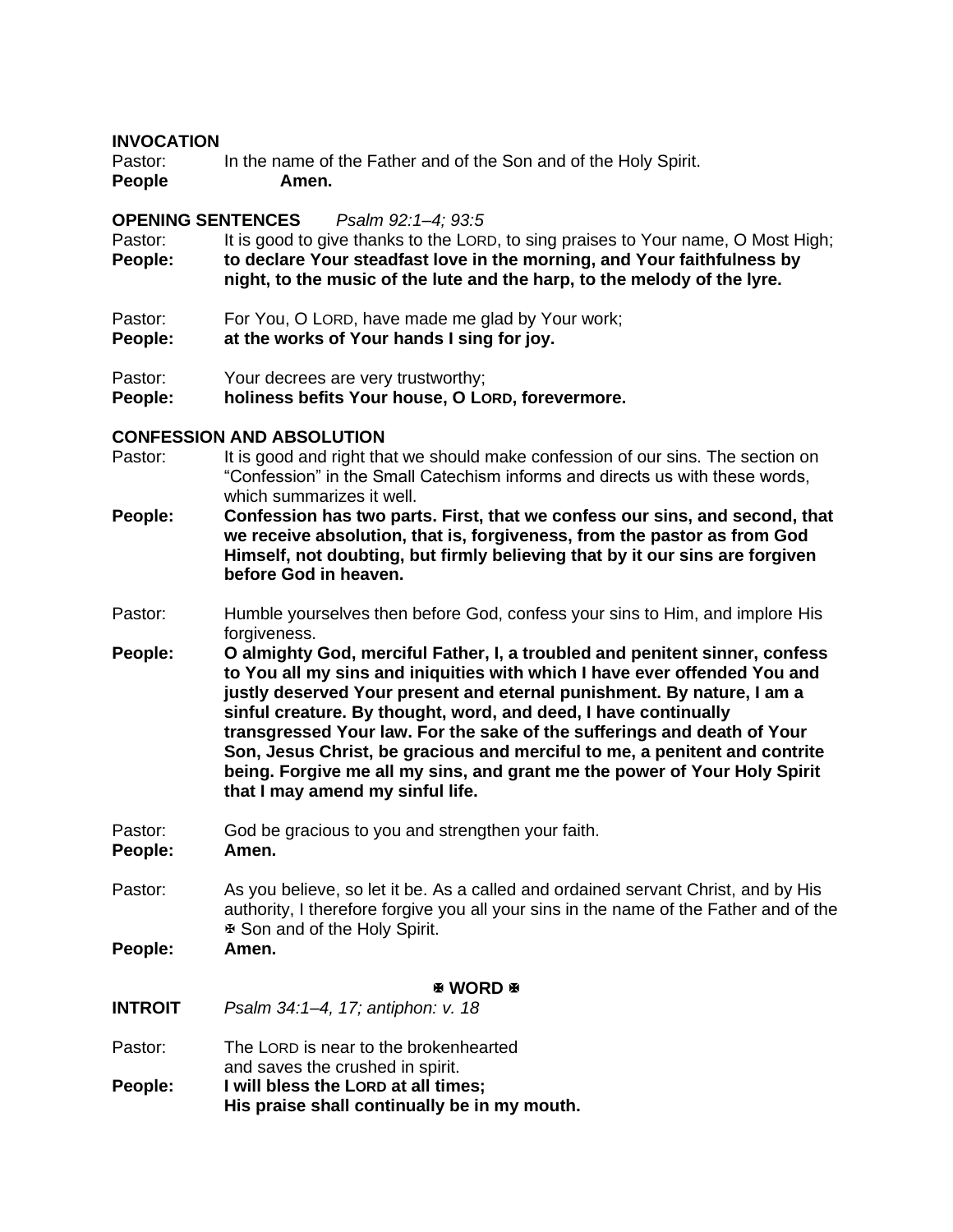**INVOCATION**

Pastor: In the name of the Father and of the Son and of the Holy Spirit.
**People** **Amen.**

**OPENING SENTENCES** *Psalm 92:1–4; 93:5*

Pastor: It is good to give thanks to the LORD, to sing praises to Your name, O Most High;
**People:** **to declare Your steadfast love in the morning, and Your faithfulness by night, to the music of the lute and the harp, to the melody of the lyre.**

Pastor: For You, O LORD, have made me glad by Your work;
**People:** **at the works of Your hands I sing for joy.**

Pastor: Your decrees are very trustworthy;
**People:** **holiness befits Your house, O LORD, forevermore.**

**CONFESSION AND ABSOLUTION**

Pastor: It is good and right that we should make confession of our sins. The section on "Confession" in the Small Catechism informs and directs us with these words, which summarizes it well.
**People:** **Confession has two parts. First, that we confess our sins, and second, that we receive absolution, that is, forgiveness, from the pastor as from God Himself, not doubting, but firmly believing that by it our sins are forgiven before God in heaven.**

Pastor: Humble yourselves then before God, confess your sins to Him, and implore His forgiveness.
**People:** **O almighty God, merciful Father, I, a troubled and penitent sinner, confess to You all my sins and iniquities with which I have ever offended You and justly deserved Your present and eternal punishment. By nature, I am a sinful creature. By thought, word, and deed, I have continually transgressed Your law. For the sake of the sufferings and death of Your Son, Jesus Christ, be gracious and merciful to me, a penitent and contrite being. Forgive me all my sins, and grant me the power of Your Holy Spirit that I may amend my sinful life.**

Pastor: God be gracious to you and strengthen your faith.
**People:** **Amen.**

Pastor: As you believe, so let it be. As a called and ordained servant Christ, and by His authority, I therefore forgive you all your sins in the name of the Father and of the ☩ Son and of the Holy Spirit.
**People:** **Amen.**

## ☩ WORD ☩

**INTROIT** *Psalm 34:1–4, 17; antiphon: v. 18*

Pastor: The LORD is near to the brokenhearted
and saves the crushed in spirit.
**People:** **I will bless the LORD at all times;**
**His praise shall continually be in my mouth.**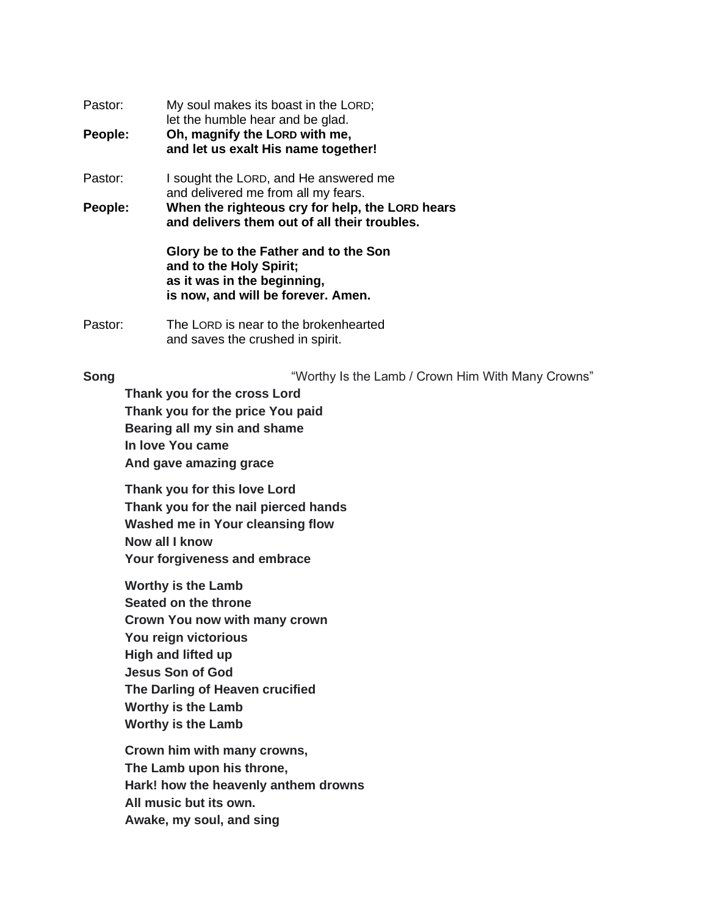Pastor: My soul makes its boast in the LORD;
let the humble hear and be glad.

**People: Oh, magnify the LORD with me,
and let us exalt His name together!**

Pastor: I sought the LORD, and He answered me
and delivered me from all my fears.

**People: When the righteous cry for help, the LORD hears
and delivers them out of all their troubles.**

**Glory be to the Father and to the Son
and to the Holy Spirit;
as it was in the beginning,
is now, and will be forever. Amen.**

Pastor: The LORD is near to the brokenhearted
and saves the crushed in spirit.

**Song** "Worthy Is the Lamb / Crown Him With Many Crowns"

**Thank you for the cross Lord
Thank you for the price You paid
Bearing all my sin and shame
In love You came
And gave amazing grace**

**Thank you for this love Lord
Thank you for the nail pierced hands
Washed me in Your cleansing flow
Now all I know
Your forgiveness and embrace**

**Worthy is the Lamb
Seated on the throne
Crown You now with many crown
You reign victorious
High and lifted up
Jesus Son of God
The Darling of Heaven crucified
Worthy is the Lamb
Worthy is the Lamb**

**Crown him with many crowns,
The Lamb upon his throne,
Hark! how the heavenly anthem drowns
All music but its own.
Awake, my soul, and sing**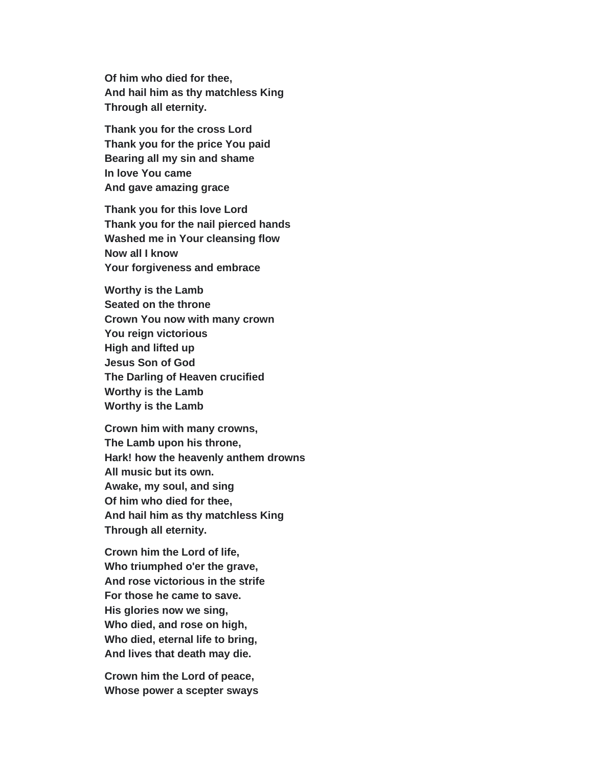**Of him who died for thee,**
**And hail him as thy matchless King**
**Through all eternity.**

**Thank you for the cross Lord**
**Thank you for the price You paid**
**Bearing all my sin and shame**
**In love You came**
**And gave amazing grace**

**Thank you for this love Lord**
**Thank you for the nail pierced hands**
**Washed me in Your cleansing flow**
**Now all I know**
**Your forgiveness and embrace**

**Worthy is the Lamb**
**Seated on the throne**
**Crown You now with many crown**
**You reign victorious**
**High and lifted up**
**Jesus Son of God**
**The Darling of Heaven crucified**
**Worthy is the Lamb**
**Worthy is the Lamb**

**Crown him with many crowns,**
**The Lamb upon his throne,**
**Hark! how the heavenly anthem drowns**
**All music but its own.**
**Awake, my soul, and sing**
**Of him who died for thee,**
**And hail him as thy matchless King**
**Through all eternity.**

**Crown him the Lord of life,**
**Who triumphed o'er the grave,**
**And rose victorious in the strife**
**For those he came to save.**
**His glories now we sing,**
**Who died, and rose on high,**
**Who died, eternal life to bring,**
**And lives that death may die.**

**Crown him the Lord of peace,**
**Whose power a scepter sways**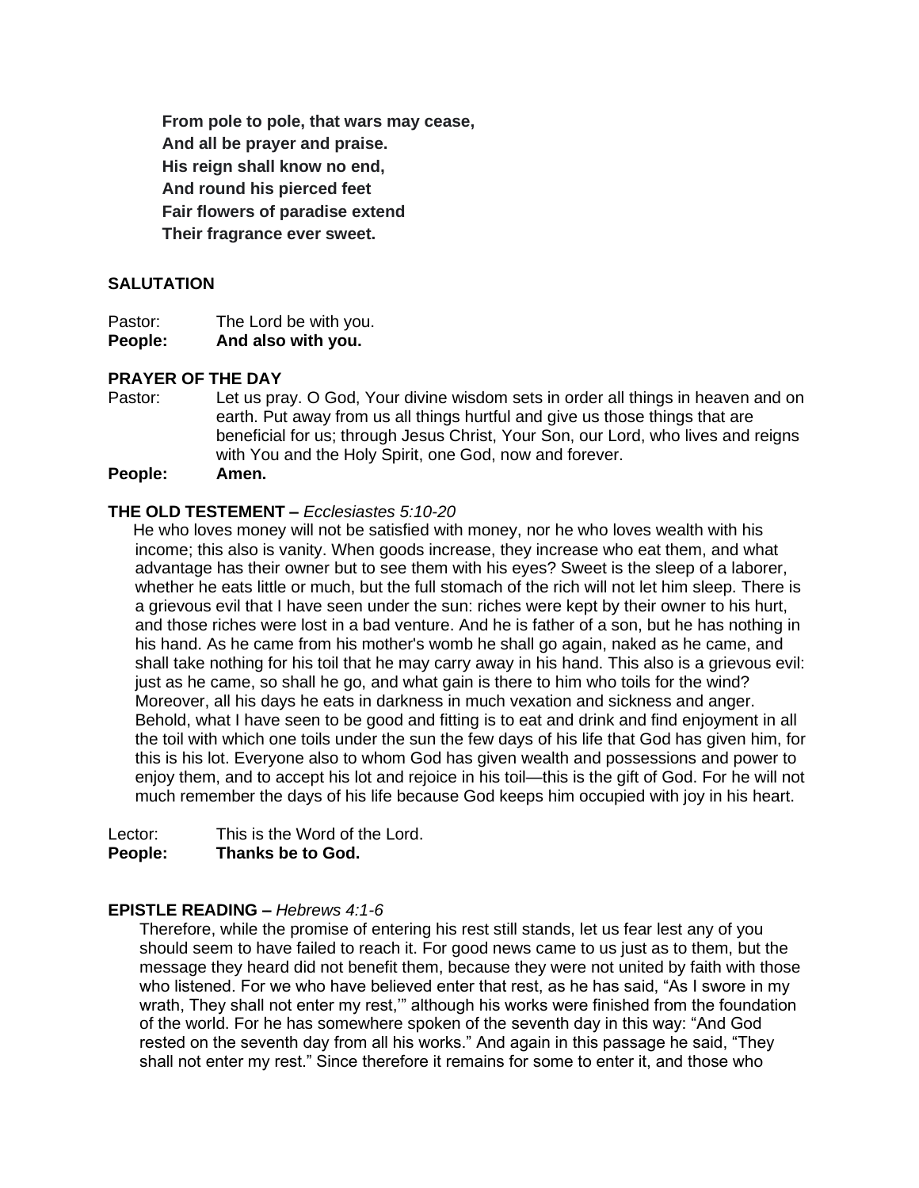**From pole to pole, that wars may cease,**
**And all be prayer and praise.**
**His reign shall know no end,**
**And round his pierced feet**
**Fair flowers of paradise extend**
**Their fragrance ever sweet.**

**SALUTATION**

Pastor: The Lord be with you.
**People: And also with you.**

**PRAYER OF THE DAY**

Pastor: Let us pray. O God, Your divine wisdom sets in order all things in heaven and on earth. Put away from us all things hurtful and give us those things that are beneficial for us; through Jesus Christ, Your Son, our Lord, who lives and reigns with You and the Holy Spirit, one God, now and forever.
**People: Amen.**

**THE OLD TESTAMENT –** *Ecclesiastes 5:10-20*

He who loves money will not be satisfied with money, nor he who loves wealth with his income; this also is vanity. When goods increase, they increase who eat them, and what advantage has their owner but to see them with his eyes? Sweet is the sleep of a laborer, whether he eats little or much, but the full stomach of the rich will not let him sleep. There is a grievous evil that I have seen under the sun: riches were kept by their owner to his hurt, and those riches were lost in a bad venture. And he is father of a son, but he has nothing in his hand. As he came from his mother's womb he shall go again, naked as he came, and shall take nothing for his toil that he may carry away in his hand. This also is a grievous evil: just as he came, so shall he go, and what gain is there to him who toils for the wind? Moreover, all his days he eats in darkness in much vexation and sickness and anger. Behold, what I have seen to be good and fitting is to eat and drink and find enjoyment in all the toil with which one toils under the sun the few days of his life that God has given him, for this is his lot. Everyone also to whom God has given wealth and possessions and power to enjoy them, and to accept his lot and rejoice in his toil—this is the gift of God. For he will not much remember the days of his life because God keeps him occupied with joy in his heart.

Lector: This is the Word of the Lord.
**People: Thanks be to God.**

**EPISTLE READING –** *Hebrews 4:1-6*

Therefore, while the promise of entering his rest still stands, let us fear lest any of you should seem to have failed to reach it. For good news came to us just as to them, but the message they heard did not benefit them, because they were not united by faith with those who listened. For we who have believed enter that rest, as he has said, "As I swore in my wrath, They shall not enter my rest,'" although his works were finished from the foundation of the world. For he has somewhere spoken of the seventh day in this way: "And God rested on the seventh day from all his works." And again in this passage he said, "They shall not enter my rest." Since therefore it remains for some to enter it, and those who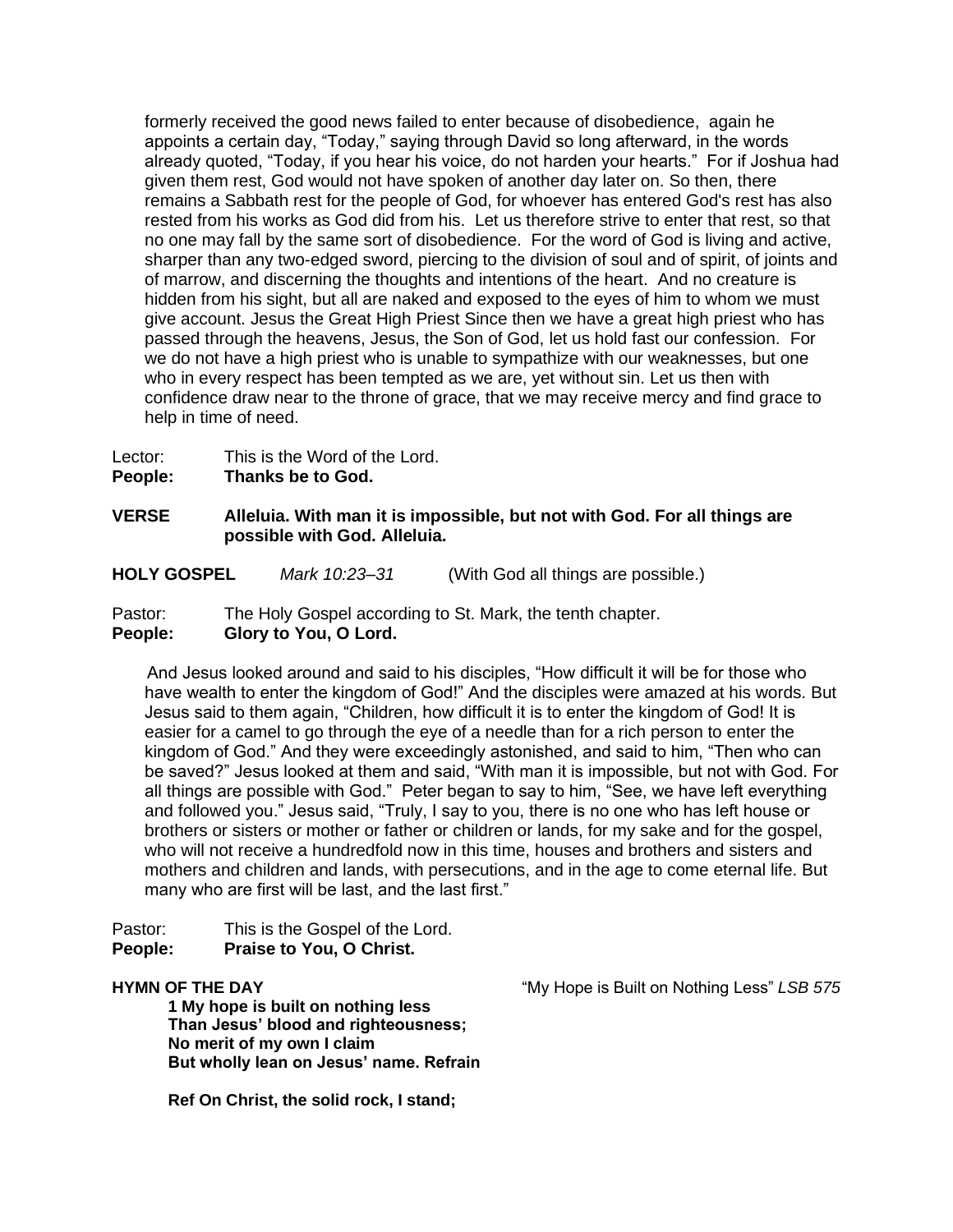formerly received the good news failed to enter because of disobedience, again he appoints a certain day, "Today," saying through David so long afterward, in the words already quoted, "Today, if you hear his voice, do not harden your hearts." For if Joshua had given them rest, God would not have spoken of another day later on. So then, there remains a Sabbath rest for the people of God, for whoever has entered God's rest has also rested from his works as God did from his. Let us therefore strive to enter that rest, so that no one may fall by the same sort of disobedience. For the word of God is living and active, sharper than any two-edged sword, piercing to the division of soul and of spirit, of joints and of marrow, and discerning the thoughts and intentions of the heart. And no creature is hidden from his sight, but all are naked and exposed to the eyes of him to whom we must give account. Jesus the Great High Priest Since then we have a great high priest who has passed through the heavens, Jesus, the Son of God, let us hold fast our confession. For we do not have a high priest who is unable to sympathize with our weaknesses, but one who in every respect has been tempted as we are, yet without sin. Let us then with confidence draw near to the throne of grace, that we may receive mercy and find grace to help in time of need.

Lector: This is the Word of the Lord.
**People: Thanks be to God.**

**VERSE Alleluia. With man it is impossible, but not with God. For all things are possible with God. Alleluia.**

**HOLY GOSPEL** *Mark 10:23–31* (With God all things are possible.)

Pastor: The Holy Gospel according to St. Mark, the tenth chapter.
**People: Glory to You, O Lord.**

And Jesus looked around and said to his disciples, "How difficult it will be for those who have wealth to enter the kingdom of God!" And the disciples were amazed at his words. But Jesus said to them again, "Children, how difficult it is to enter the kingdom of God! It is easier for a camel to go through the eye of a needle than for a rich person to enter the kingdom of God." And they were exceedingly astonished, and said to him, "Then who can be saved?" Jesus looked at them and said, "With man it is impossible, but not with God. For all things are possible with God." Peter began to say to him, "See, we have left everything and followed you." Jesus said, "Truly, I say to you, there is no one who has left house or brothers or sisters or mother or father or children or lands, for my sake and for the gospel, who will not receive a hundredfold now in this time, houses and brothers and sisters and mothers and children and lands, with persecutions, and in the age to come eternal life. But many who are first will be last, and the last first."

Pastor: This is the Gospel of the Lord.
**People: Praise to You, O Christ.**

**HYMN OF THE DAY** "My Hope is Built on Nothing Less" *LSB 575*

**1 My hope is built on nothing less**
**Than Jesus' blood and righteousness;**
**No merit of my own I claim**
**But wholly lean on Jesus' name. Refrain**

**Ref On Christ, the solid rock, I stand;**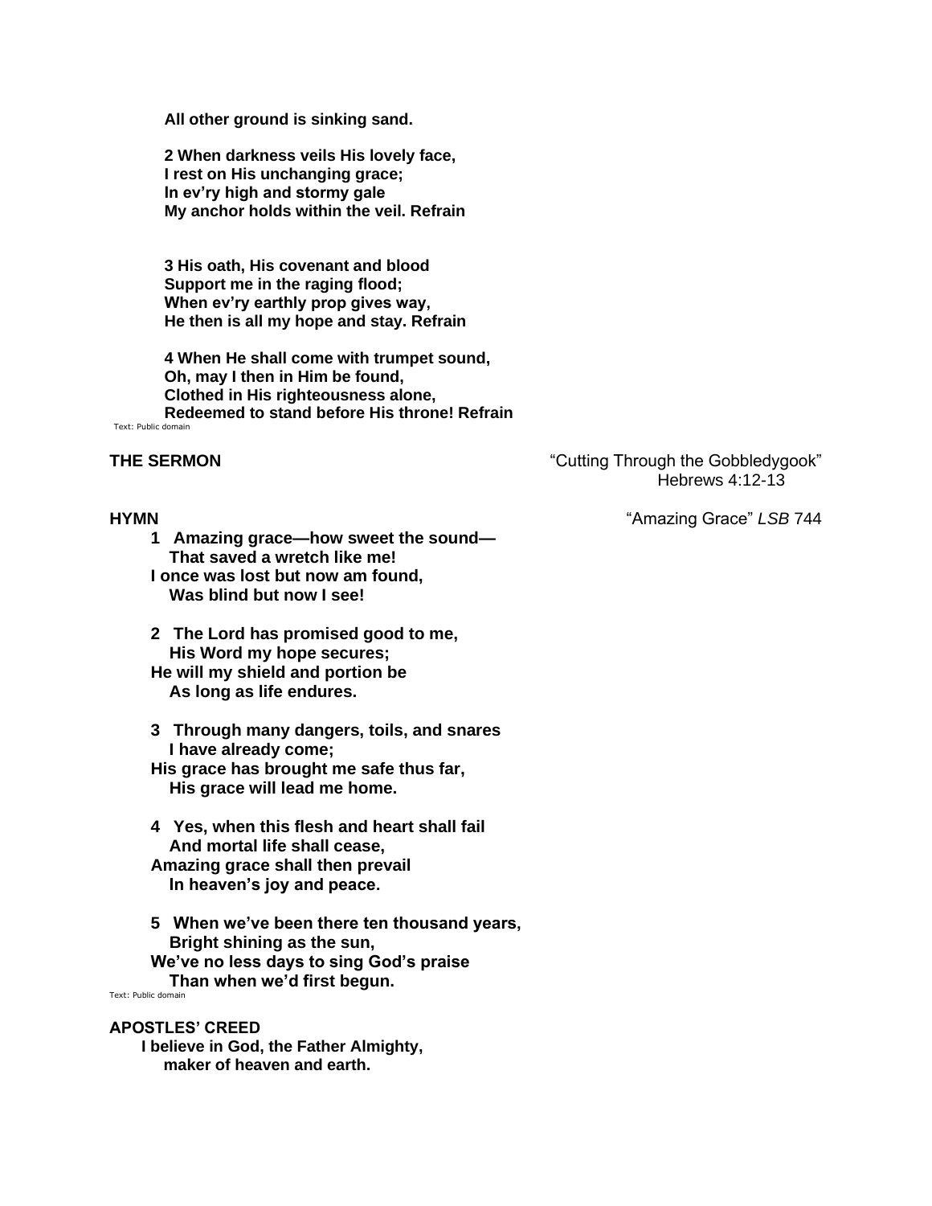**All other ground is sinking sand.**

**2 When darkness veils His lovely face,**
**I rest on His unchanging grace;**
**In ev'ry high and stormy gale**
**My anchor holds within the veil. Refrain**

**3 His oath, His covenant and blood**
**Support me in the raging flood;**
**When ev'ry earthly prop gives way,**
**He then is all my hope and stay. Refrain**

**4 When He shall come with trumpet sound,**
**Oh, may I then in Him be found,**
**Clothed in His righteousness alone,**
**Redeemed to stand before His throne! Refrain**

Text: Public domain

**THE SERMON** "Cutting Through the Gobbledygook"
Hebrews 4:12-13

**HYMN** "Amazing Grace" *LSB* 744

**1 Amazing grace—how sweet the sound—**
**That saved a wretch like me!**
**I once was lost but now am found,**
**Was blind but now I see!**

**2 The Lord has promised good to me,**
**His Word my hope secures;**
**He will my shield and portion be**
**As long as life endures.**

**3 Through many dangers, toils, and snares**
**I have already come;**
**His grace has brought me safe thus far,**
**His grace will lead me home.**

**4 Yes, when this flesh and heart shall fail**
**And mortal life shall cease,**
**Amazing grace shall then prevail**
**In heaven's joy and peace.**

**5 When we've been there ten thousand years,**
**Bright shining as the sun,**
**We've no less days to sing God's praise**
**Than when we'd first begun.**

Text: Public domain

**APOSTLES' CREED**

**I believe in God, the Father Almighty,**
**maker of heaven and earth.**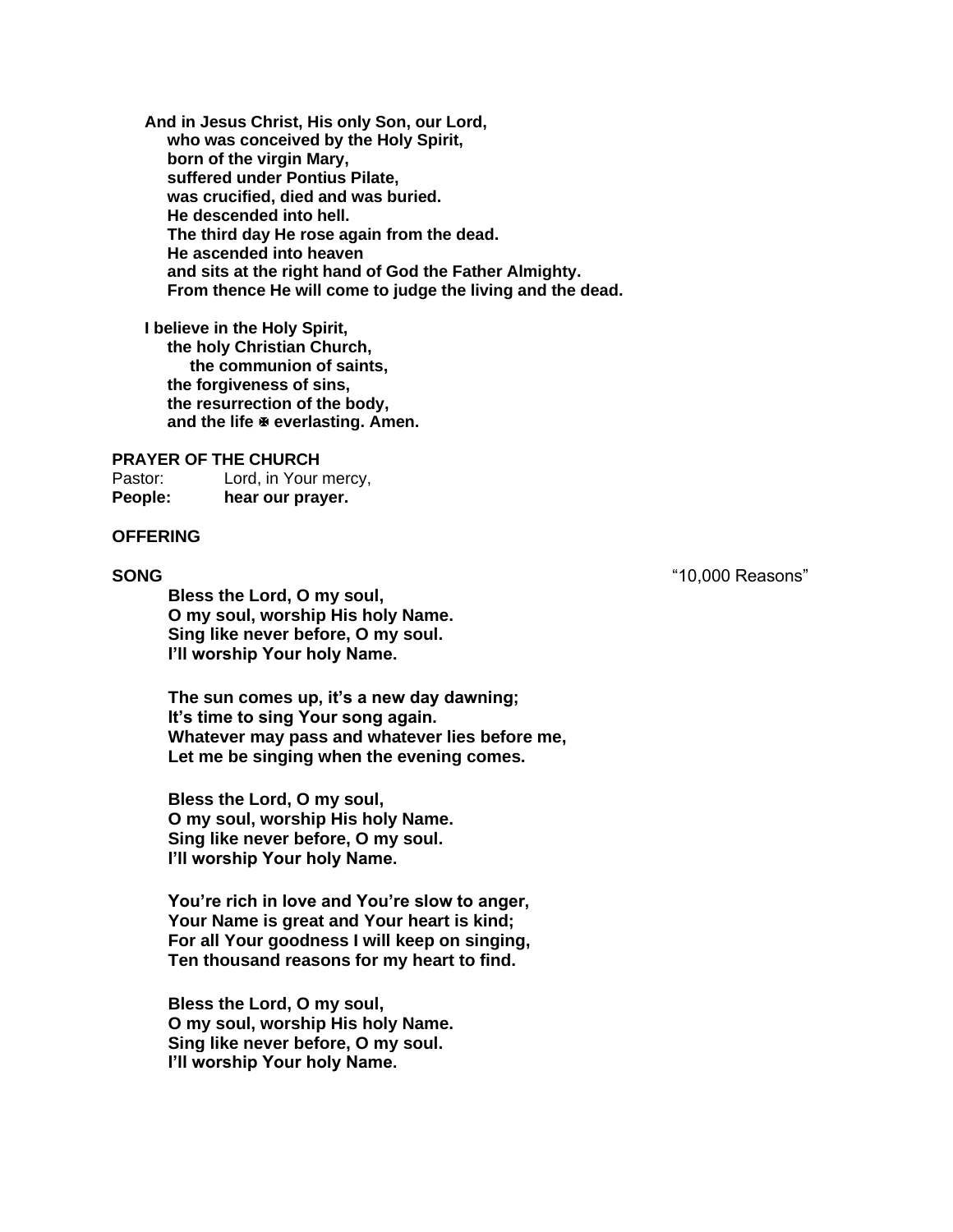**And in Jesus Christ, His only Son, our Lord,**
**who was conceived by the Holy Spirit,**
**born of the virgin Mary,**
**suffered under Pontius Pilate,**
**was crucified, died and was buried.**
**He descended into hell.**
**The third day He rose again from the dead.**
**He ascended into heaven**
**and sits at the right hand of God the Father Almighty.**
**From thence He will come to judge the living and the dead.**

**I believe in the Holy Spirit,**
**the holy Christian Church,**
**the communion of saints,**
**the forgiveness of sins,**
**the resurrection of the body,**
**and the life ☩ everlasting. Amen.**

**PRAYER OF THE CHURCH**

Pastor: Lord, in Your mercy,
**People: hear our prayer.**

**OFFERING**

**SONG** "10,000 Reasons"

**Bless the Lord, O my soul,**
**O my soul, worship His holy Name.**
**Sing like never before, O my soul.**
**I'll worship Your holy Name.**

**The sun comes up, it's a new day dawning;**
**It's time to sing Your song again.**
**Whatever may pass and whatever lies before me,**
**Let me be singing when the evening comes.**

**Bless the Lord, O my soul,**
**O my soul, worship His holy Name.**
**Sing like never before, O my soul.**
**I'll worship Your holy Name.**

**You're rich in love and You're slow to anger,**
**Your Name is great and Your heart is kind;**
**For all Your goodness I will keep on singing,**
**Ten thousand reasons for my heart to find.**

**Bless the Lord, O my soul,**
**O my soul, worship His holy Name.**
**Sing like never before, O my soul.**
**I'll worship Your holy Name.**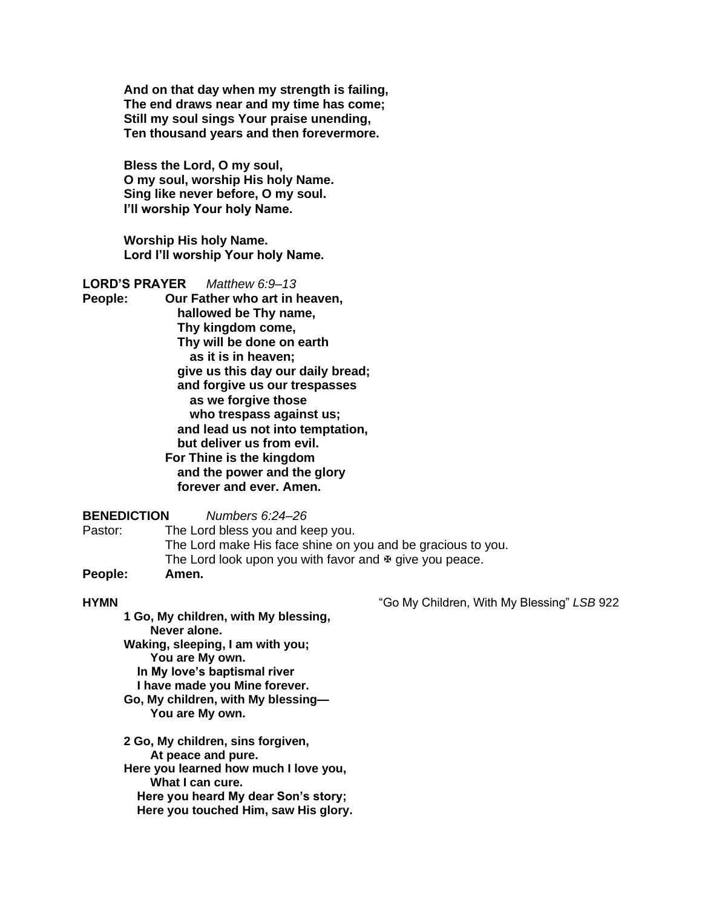**And on that day when my strength is failing,**
**The end draws near and my time has come;**
**Still my soul sings Your praise unending,**
**Ten thousand years and then forevermore.**

**Bless the Lord, O my soul,**
**O my soul, worship His holy Name.**
**Sing like never before, O my soul.**
**I'll worship Your holy Name.**

**Worship His holy Name.**
**Lord I'll worship Your holy Name.**

**LORD'S PRAYER** *Matthew 6:9–13*

**People:** **Our Father who art in heaven,**
**hallowed be Thy name,**
**Thy kingdom come,**
**Thy will be done on earth**
**as it is in heaven;**
**give us this day our daily bread;**
**and forgive us our trespasses**
**as we forgive those**
**who trespass against us;**
**and lead us not into temptation,**
**but deliver us from evil.**
**For Thine is the kingdom**
**and the power and the glory**
**forever and ever. Amen.**

**BENEDICTION** *Numbers 6:24–26*

Pastor: The Lord bless you and keep you.
The Lord make His face shine on you and be gracious to you.
The Lord look upon you with favor and ✠ give you peace.

**People:** **Amen.**

**HYMN** "Go My Children, With My Blessing" *LSB* 922

**1 Go, My children, with My blessing,**
**Never alone.**
**Waking, sleeping, I am with you;**
**You are My own.**
**In My love's baptismal river**
**I have made you Mine forever.**
**Go, My children, with My blessing—**
**You are My own.**

**2 Go, My children, sins forgiven,**
**At peace and pure.**
**Here you learned how much I love you,**
**What I can cure.**
**Here you heard My dear Son's story;**
**Here you touched Him, saw His glory.**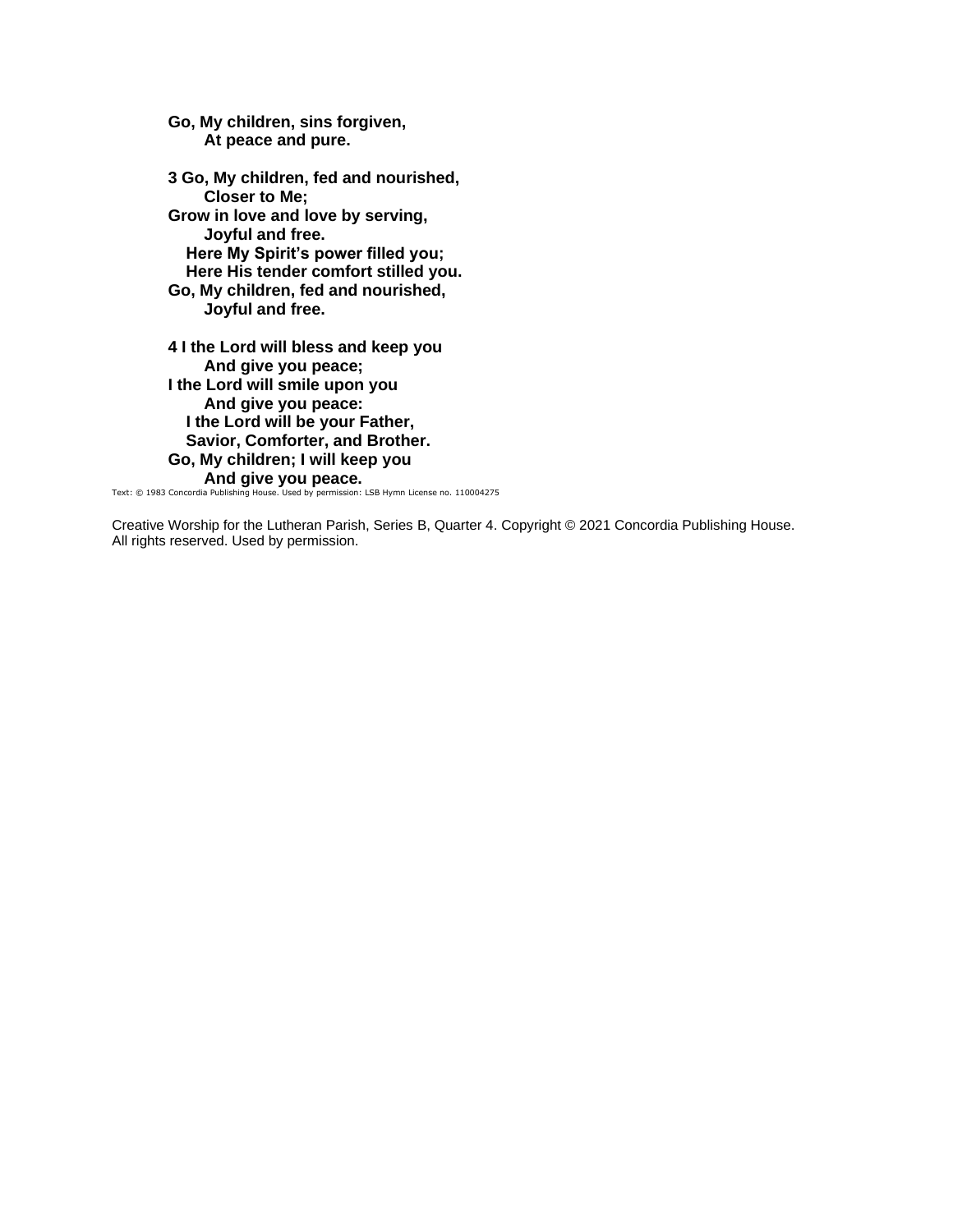**Go, My children, sins forgiven,**
**At peace and pure.**

**3 Go, My children, fed and nourished,**
**Closer to Me;**
**Grow in love and love by serving,**
**Joyful and free.**
**Here My Spirit's power filled you;**
**Here His tender comfort stilled you.**
**Go, My children, fed and nourished,**
**Joyful and free.**

**4 I the Lord will bless and keep you**
**And give you peace;**
**I the Lord will smile upon you**
**And give you peace:**
**I the Lord will be your Father,**
**Savior, Comforter, and Brother.**
**Go, My children; I will keep you**
**And give you peace.**

Text: © 1983 Concordia Publishing House. Used by permission: LSB Hymn License no. 110004275

Creative Worship for the Lutheran Parish, Series B, Quarter 4. Copyright © 2021 Concordia Publishing House. All rights reserved. Used by permission.